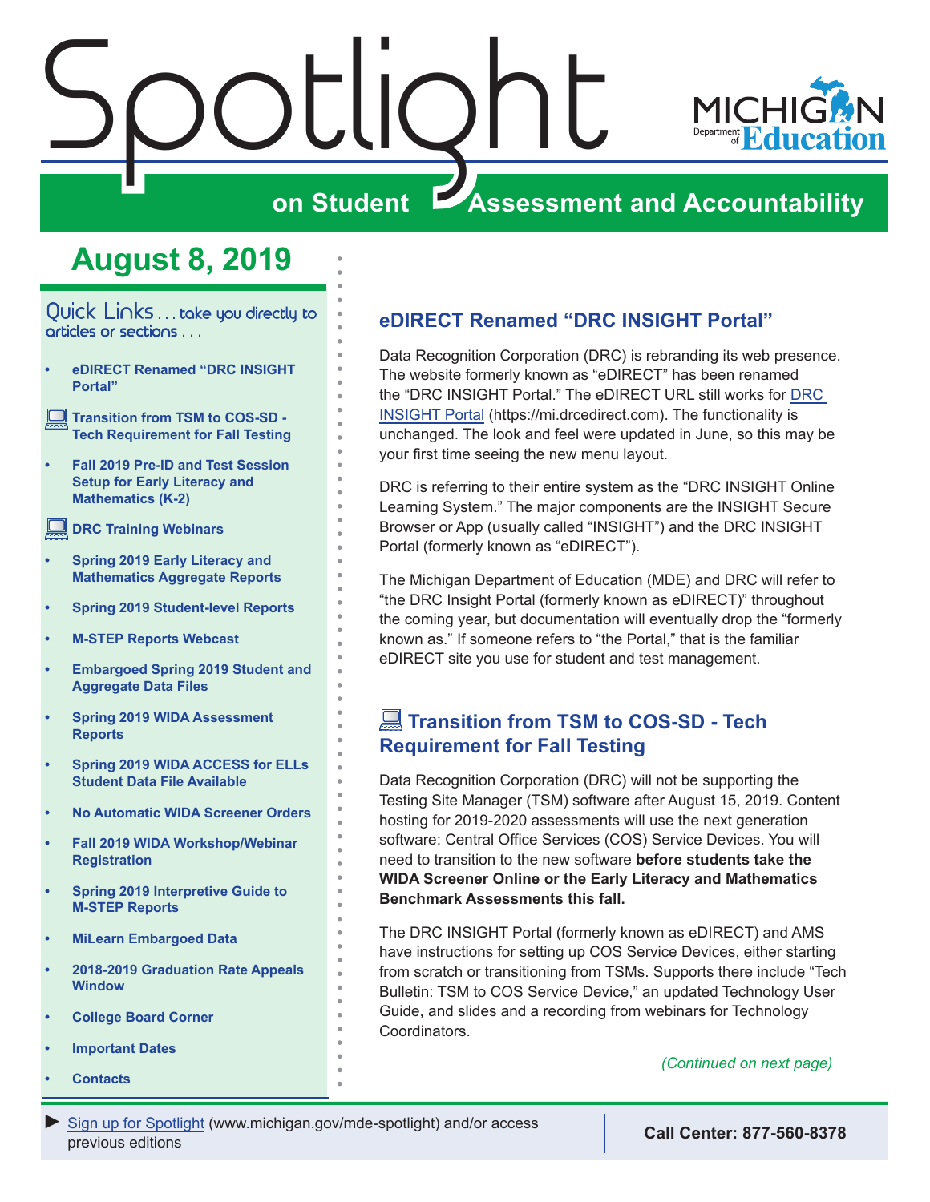# Spotlight on Student Assessment and Accountability

## August 8, 2019

Quick Links . . . take you directly to articles or sections . . .

- eDIRECT Renamed "DRC INSIGHT Portal"
- Transition from TSM to COS-SD - Tech Requirement for Fall Testing
- Fall 2019 Pre-ID and Test Session Setup for Early Literacy and Mathematics (K-2)
- DRC Training Webinars
- Spring 2019 Early Literacy and Mathematics Aggregate Reports
- Spring 2019 Student-level Reports
- M-STEP Reports Webcast
- Embargoed Spring 2019 Student and Aggregate Data Files
- Spring 2019 WIDA Assessment Reports
- Spring 2019 WIDA ACCESS for ELLs Student Data File Available
- No Automatic WIDA Screener Orders
- Fall 2019 WIDA Workshop/Webinar Registration
- Spring 2019 Interpretive Guide to M-STEP Reports
- MiLearn Embargoed Data
- 2018-2019 Graduation Rate Appeals Window
- College Board Corner
- Important Dates
- Contacts

## eDIRECT Renamed "DRC INSIGHT Portal"

Data Recognition Corporation (DRC) is rebranding its web presence. The website formerly known as "eDIRECT" has been renamed the "DRC INSIGHT Portal." The eDIRECT URL still works for DRC INSIGHT Portal (https://mi.drcedirect.com). The functionality is unchanged. The look and feel were updated in June, so this may be your first time seeing the new menu layout.

DRC is referring to their entire system as the "DRC INSIGHT Online Learning System." The major components are the INSIGHT Secure Browser or App (usually called "INSIGHT") and the DRC INSIGHT Portal (formerly known as "eDIRECT").

The Michigan Department of Education (MDE) and DRC will refer to "the DRC Insight Portal (formerly known as eDIRECT)" throughout the coming year, but documentation will eventually drop the "formerly known as." If someone refers to "the Portal," that is the familiar eDIRECT site you use for student and test management.

## Transition from TSM to COS-SD - Tech Requirement for Fall Testing

Data Recognition Corporation (DRC) will not be supporting the Testing Site Manager (TSM) software after August 15, 2019. Content hosting for 2019-2020 assessments will use the next generation software: Central Office Services (COS) Service Devices. You will need to transition to the new software **before students take the WIDA Screener Online or the Early Literacy and Mathematics Benchmark Assessments this fall.**

The DRC INSIGHT Portal (formerly known as eDIRECT) and AMS have instructions for setting up COS Service Devices, either starting from scratch or transitioning from TSMs. Supports there include "Tech Bulletin: TSM to COS Service Device," an updated Technology User Guide, and slides and a recording from webinars for Technology Coordinators.

*(Continued on next page)*

► Sign up for Spotlight (www.michigan.gov/mde-spotlight) and/or access previous editions

**Call Center: 877-560-8378**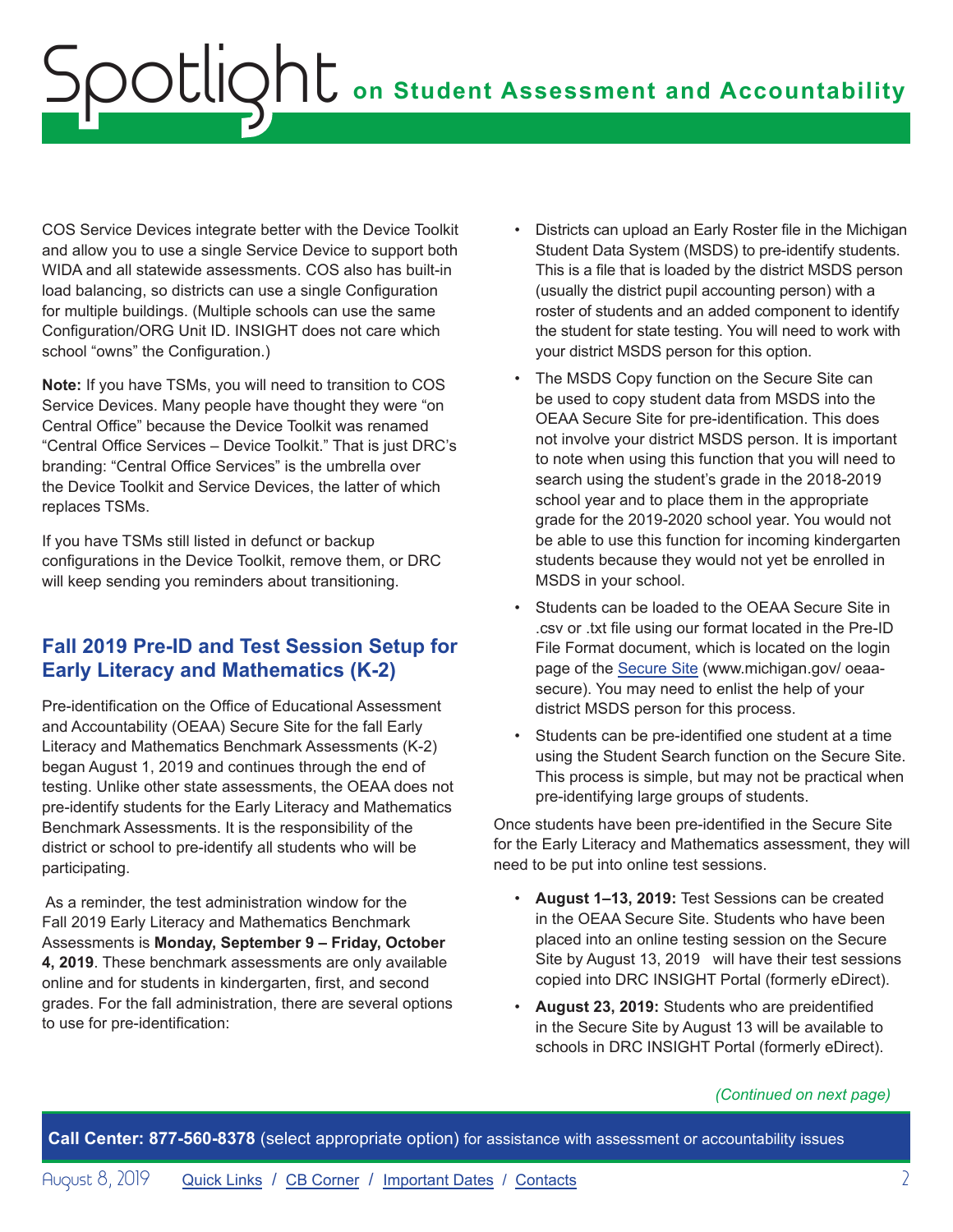COS Service Devices integrate better with the Device Toolkit and allow you to use a single Service Device to support both WIDA and all statewide assessments. COS also has built-in load balancing, so districts can use a single Configuration for multiple buildings. (Multiple schools can use the same Configuration/ORG Unit ID. INSIGHT does not care which school "owns" the Configuration.)

**Note:** If you have TSMs, you will need to transition to COS Service Devices. Many people have thought they were "on Central Office" because the Device Toolkit was renamed "Central Office Services – Device Toolkit." That is just DRC's branding: "Central Office Services" is the umbrella over the Device Toolkit and Service Devices, the latter of which replaces TSMs.

If you have TSMs still listed in defunct or backup configurations in the Device Toolkit, remove them, or DRC will keep sending you reminders about transitioning.

## Fall 2019 Pre-ID and Test Session Setup for Early Literacy and Mathematics (K-2)

Pre-identification on the Office of Educational Assessment and Accountability (OEAA) Secure Site for the fall Early Literacy and Mathematics Benchmark Assessments (K-2) began August 1, 2019 and continues through the end of testing. Unlike other state assessments, the OEAA does not pre-identify students for the Early Literacy and Mathematics Benchmark Assessments. It is the responsibility of the district or school to pre-identify all students who will be participating.

As a reminder, the test administration window for the Fall 2019 Early Literacy and Mathematics Benchmark Assessments is **Monday, September 9 – Friday, October 4, 2019**. These benchmark assessments are only available online and for students in kindergarten, first, and second grades. For the fall administration, there are several options to use for pre-identification:

- Districts can upload an Early Roster file in the Michigan Student Data System (MSDS) to pre-identify students. This is a file that is loaded by the district MSDS person (usually the district pupil accounting person) with a roster of students and an added component to identify the student for state testing. You will need to work with your district MSDS person for this option.
- The MSDS Copy function on the Secure Site can be used to copy student data from MSDS into the OEAA Secure Site for pre-identification. This does not involve your district MSDS person. It is important to note when using this function that you will need to search using the student's grade in the 2018-2019 school year and to place them in the appropriate grade for the 2019-2020 school year. You would not be able to use this function for incoming kindergarten students because they would not yet be enrolled in MSDS in your school.
- Students can be loaded to the OEAA Secure Site in .csv or .txt file using our format located in the Pre-ID File Format document, which is located on the login page of the [Secure Site](www.michigan.gov/oeaa-secure) (www.michigan.gov/ oeaa-secure). You may need to enlist the help of your district MSDS person for this process.
- Students can be pre-identified one student at a time using the Student Search function on the Secure Site. This process is simple, but may not be practical when pre-identifying large groups of students.

Once students have been pre-identified in the Secure Site for the Early Literacy and Mathematics assessment, they will need to be put into online test sessions.

- **August 1–13, 2019:** Test Sessions can be created in the OEAA Secure Site. Students who have been placed into an online testing session on the Secure Site by August 13, 2019 will have their test sessions copied into DRC INSIGHT Portal (formerly eDirect).
- **August 23, 2019:** Students who are preidentified in the Secure Site by August 13 will be available to schools in DRC INSIGHT Portal (formerly eDirect).

*(Continued on next page)*

**Call Center: 877-560-8378** (select appropriate option) for assistance with assessment or accountability issues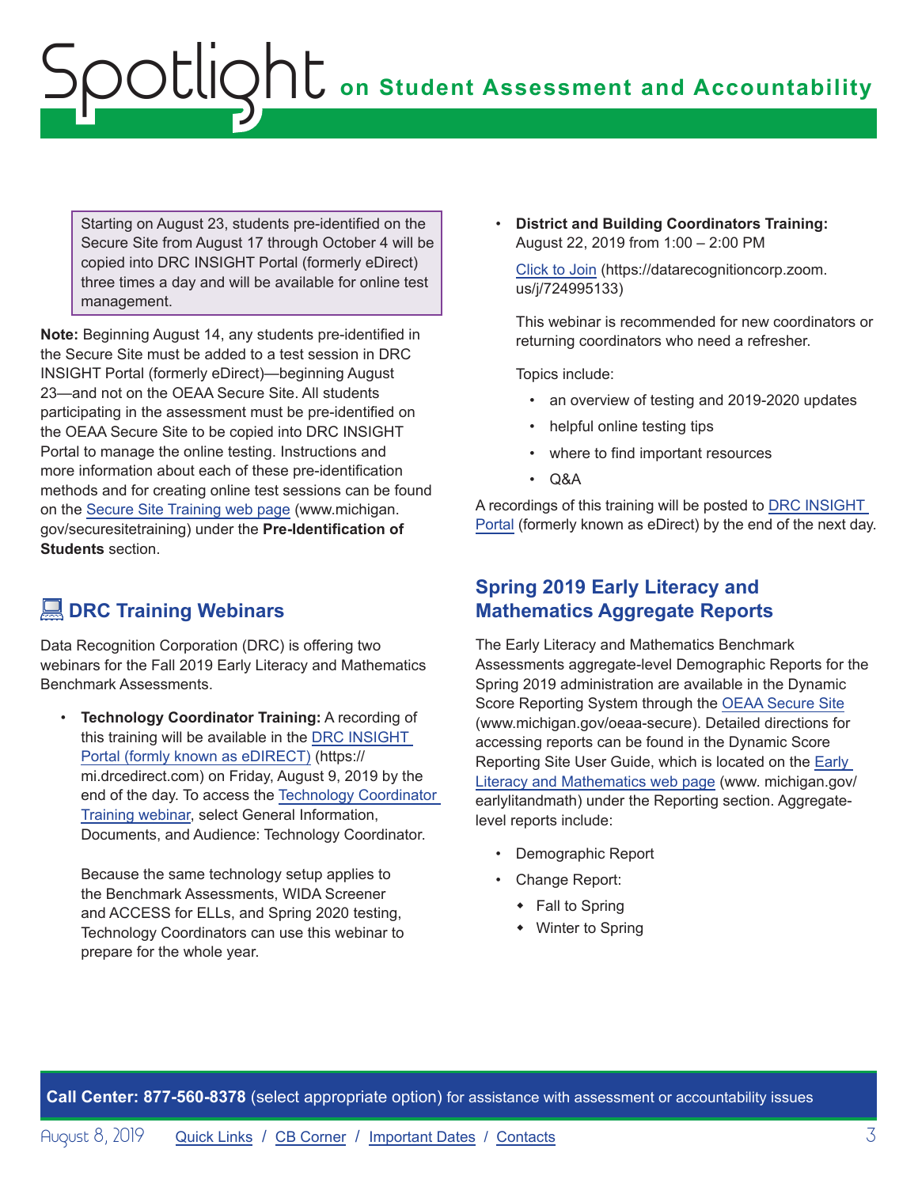Starting on August 23, students pre-identified on the Secure Site from August 17 through October 4 will be copied into DRC INSIGHT Portal (formerly eDirect) three times a day and will be available for online test management.

**Note:** Beginning August 14, any students pre-identified in the Secure Site must be added to a test session in DRC INSIGHT Portal (formerly eDirect)—beginning August 23—and not on the OEAA Secure Site. All students participating in the assessment must be pre-identified on the OEAA Secure Site to be copied into DRC INSIGHT Portal to manage the online testing. Instructions and more information about each of these pre-identification methods and for creating online test sessions can be found on the Secure Site Training web page (www.michigan.gov/securesitetraining) under the **Pre-Identification of Students** section.

## DRC Training Webinars

Data Recognition Corporation (DRC) is offering two webinars for the Fall 2019 Early Literacy and Mathematics Benchmark Assessments.

- **Technology Coordinator Training:** A recording of this training will be available in the DRC INSIGHT Portal (formly known as eDIRECT) (https://mi.drcedirect.com) on Friday, August 9, 2019 by the end of the day. To access the Technology Coordinator Training webinar, select General Information, Documents, and Audience: Technology Coordinator.

  Because the same technology setup applies to the Benchmark Assessments, WIDA Screener and ACCESS for ELLs, and Spring 2020 testing, Technology Coordinators can use this webinar to prepare for the whole year.

- **District and Building Coordinators Training:** August 22, 2019 from 1:00 – 2:00 PM

  Click to Join (https://datarecognitioncorp.zoom.us/j/724995133)

  This webinar is recommended for new coordinators or returning coordinators who need a refresher.

  Topics include:

  - an overview of testing and 2019-2020 updates
  - helpful online testing tips
  - where to find important resources
  - Q&A

A recordings of this training will be posted to DRC INSIGHT Portal (formerly known as eDirect) by the end of the next day.

## Spring 2019 Early Literacy and Mathematics Aggregate Reports

The Early Literacy and Mathematics Benchmark Assessments aggregate-level Demographic Reports for the Spring 2019 administration are available in the Dynamic Score Reporting System through the OEAA Secure Site (www.michigan.gov/oeaa-secure). Detailed directions for accessing reports can be found in the Dynamic Score Reporting Site User Guide, which is located on the Early Literacy and Mathematics web page (www. michigan.gov/earlylitandmath) under the Reporting section. Aggregate-level reports include:

- Demographic Report
- Change Report:
  - Fall to Spring
  - Winter to Spring

**Call Center: 877-560-8378** (select appropriate option) for assistance with assessment or accountability issues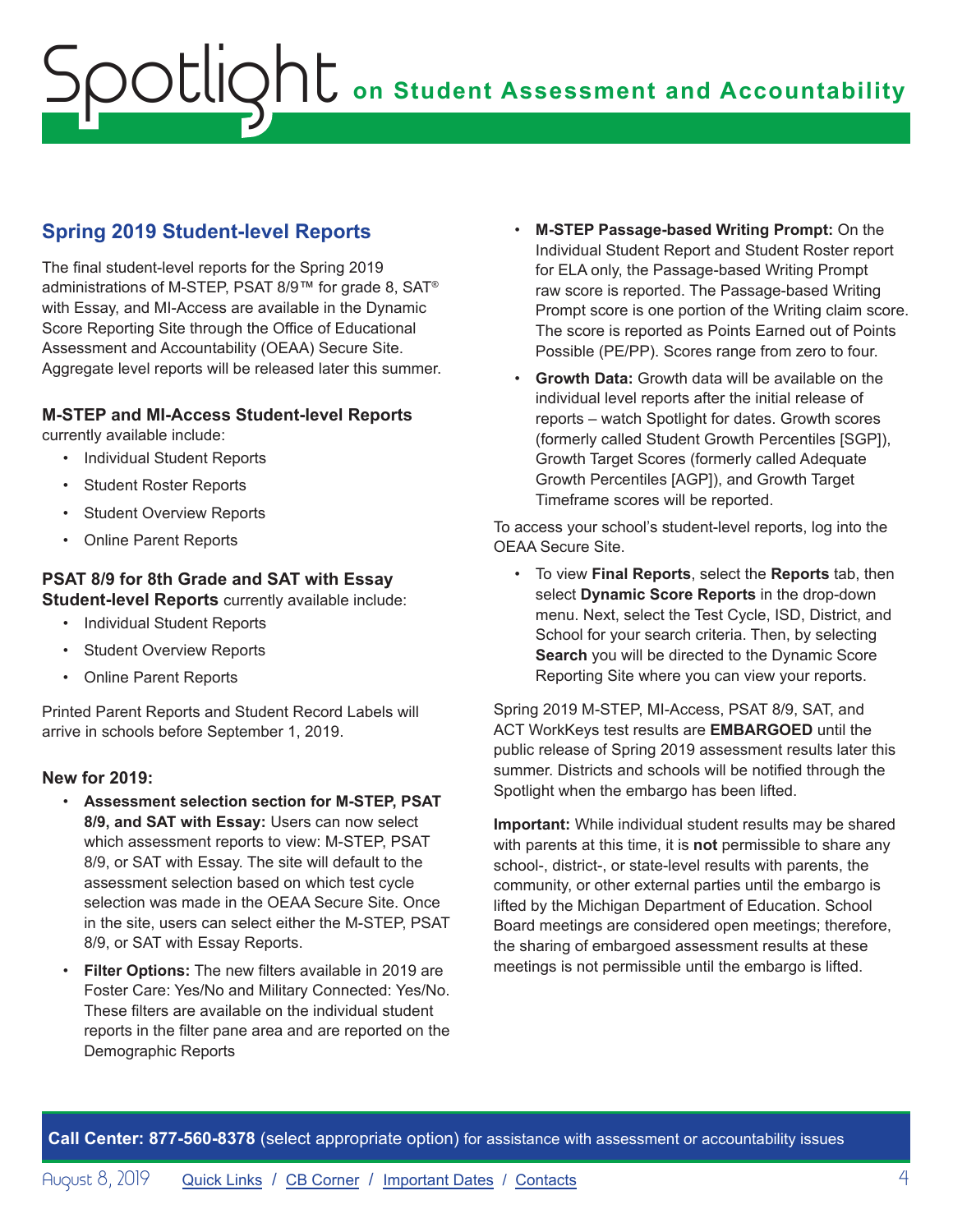## Spring 2019 Student-level Reports

The final student-level reports for the Spring 2019 administrations of M-STEP, PSAT 8/9™ for grade 8, SAT® with Essay, and MI-Access are available in the Dynamic Score Reporting Site through the Office of Educational Assessment and Accountability (OEAA) Secure Site. Aggregate level reports will be released later this summer.

**M-STEP and MI-Access Student-level Reports** currently available include:

- Individual Student Reports
- Student Roster Reports
- Student Overview Reports
- Online Parent Reports

**PSAT 8/9 for 8th Grade and SAT with Essay Student-level Reports** currently available include:

- Individual Student Reports
- Student Overview Reports
- Online Parent Reports

Printed Parent Reports and Student Record Labels will arrive in schools before September 1, 2019.

**New for 2019:**

- **Assessment selection section for M-STEP, PSAT 8/9, and SAT with Essay:** Users can now select which assessment reports to view: M-STEP, PSAT 8/9, or SAT with Essay. The site will default to the assessment selection based on which test cycle selection was made in the OEAA Secure Site. Once in the site, users can select either the M-STEP, PSAT 8/9, or SAT with Essay Reports.
- **Filter Options:** The new filters available in 2019 are Foster Care: Yes/No and Military Connected: Yes/No. These filters are available on the individual student reports in the filter pane area and are reported on the Demographic Reports
- **M-STEP Passage-based Writing Prompt:** On the Individual Student Report and Student Roster report for ELA only, the Passage-based Writing Prompt raw score is reported. The Passage-based Writing Prompt score is one portion of the Writing claim score. The score is reported as Points Earned out of Points Possible (PE/PP). Scores range from zero to four.
- **Growth Data:** Growth data will be available on the individual level reports after the initial release of reports – watch Spotlight for dates. Growth scores (formerly called Student Growth Percentiles [SGP]), Growth Target Scores (formerly called Adequate Growth Percentiles [AGP]), and Growth Target Timeframe scores will be reported.

To access your school's student-level reports, log into the OEAA Secure Site.

- To view **Final Reports**, select the **Reports** tab, then select **Dynamic Score Reports** in the drop-down menu. Next, select the Test Cycle, ISD, District, and School for your search criteria. Then, by selecting **Search** you will be directed to the Dynamic Score Reporting Site where you can view your reports.

Spring 2019 M-STEP, MI-Access, PSAT 8/9, SAT, and ACT WorkKeys test results are **EMBARGOED** until the public release of Spring 2019 assessment results later this summer. Districts and schools will be notified through the Spotlight when the embargo has been lifted.

**Important:** While individual student results may be shared with parents at this time, it is **not** permissible to share any school-, district-, or state-level results with parents, the community, or other external parties until the embargo is lifted by the Michigan Department of Education. School Board meetings are considered open meetings; therefore, the sharing of embargoed assessment results at these meetings is not permissible until the embargo is lifted.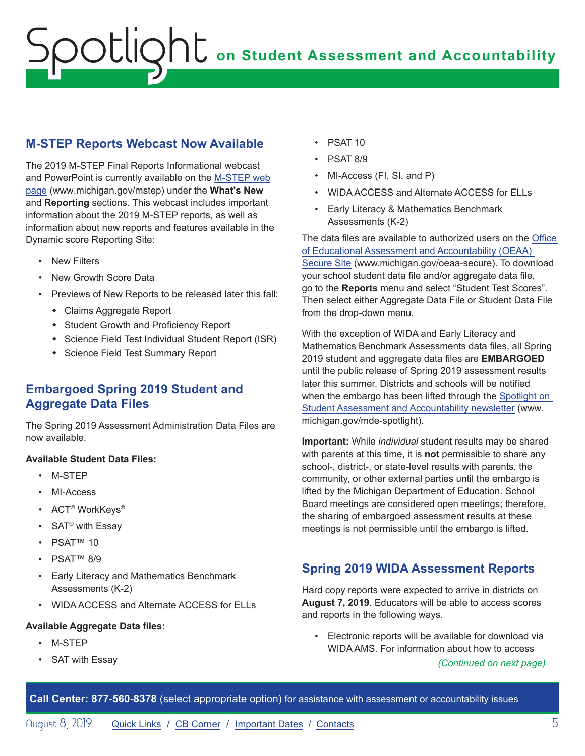## M-STEP Reports Webcast Now Available

The 2019 M-STEP Final Reports Informational webcast and PowerPoint is currently available on the M-STEP web page (www.michigan.gov/mstep) under the **What's New** and **Reporting** sections. This webcast includes important information about the 2019 M-STEP reports, as well as information about new reports and features available in the Dynamic score Reporting Site:

- New Filters
- New Growth Score Data
- Previews of New Reports to be released later this fall:
  - Claims Aggregate Report
  - Student Growth and Proficiency Report
  - Science Field Test Individual Student Report (ISR)
  - Science Field Test Summary Report

## Embargoed Spring 2019 Student and Aggregate Data Files

The Spring 2019 Assessment Administration Data Files are now available.

**Available Student Data Files:**

- M-STEP
- MI-Access
- ACT® WorkKeys®
- SAT® with Essay
- PSAT™ 10
- PSAT™ 8/9
- Early Literacy and Mathematics Benchmark Assessments (K-2)
- WIDA ACCESS and Alternate ACCESS for ELLs

**Available Aggregate Data files:**

- M-STEP
- SAT with Essay
- PSAT 10
- PSAT 8/9
- MI-Access (FI, SI, and P)
- WIDA ACCESS and Alternate ACCESS for ELLs
- Early Literacy & Mathematics Benchmark Assessments (K-2)

The data files are available to authorized users on the Office of Educational Assessment and Accountability (OEAA) Secure Site (www.michigan.gov/oeaa-secure). To download your school student data file and/or aggregate data file, go to the **Reports** menu and select "Student Test Scores". Then select either Aggregate Data File or Student Data File from the drop-down menu.

With the exception of WIDA and Early Literacy and Mathematics Benchmark Assessments data files, all Spring 2019 student and aggregate data files are **EMBARGOED** until the public release of Spring 2019 assessment results later this summer. Districts and schools will be notified when the embargo has been lifted through the Spotlight on Student Assessment and Accountability newsletter (www.michigan.gov/mde-spotlight).

**Important:** While *individual* student results may be shared with parents at this time, it is **not** permissible to share any school-, district-, or state-level results with parents, the community, or other external parties until the embargo is lifted by the Michigan Department of Education. School Board meetings are considered open meetings; therefore, the sharing of embargoed assessment results at these meetings is not permissible until the embargo is lifted.

## Spring 2019 WIDA Assessment Reports

Hard copy reports were expected to arrive in districts on **August 7, 2019**. Educators will be able to access scores and reports in the following ways.

- Electronic reports will be available for download via WIDA AMS. For information about how to access

*(Continued on next page)*

**Call Center: 877-560-8378** (select appropriate option) for assistance with assessment or accountability issues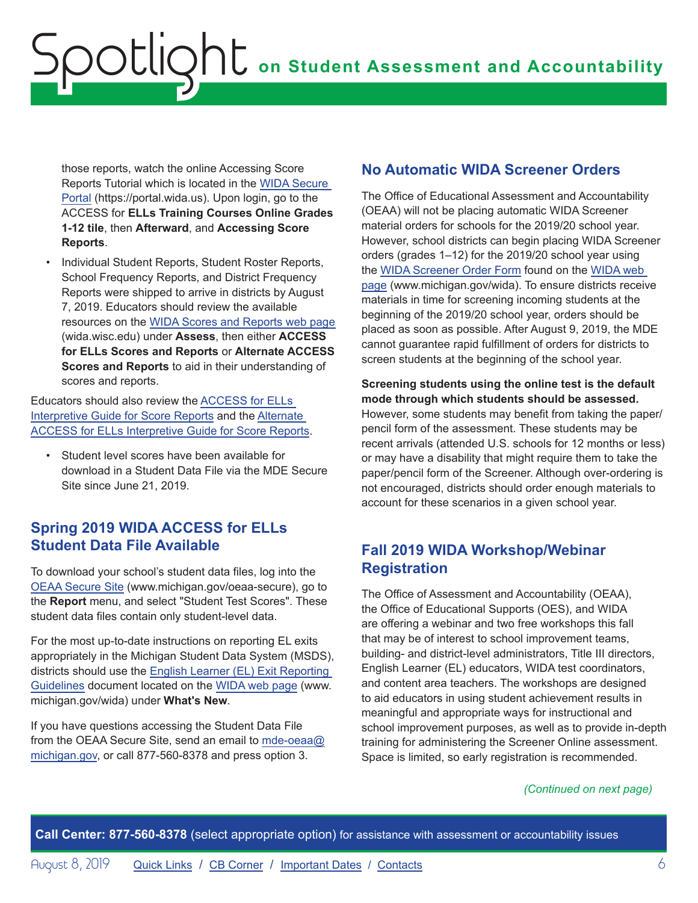those reports, watch the online Accessing Score Reports Tutorial which is located in the WIDA Secure Portal (https://portal.wida.us). Upon login, go to the ACCESS for **ELLs Training Courses Online Grades 1-12 tile**, then **Afterward**, and **Accessing Score Reports**.

- Individual Student Reports, Student Roster Reports, School Frequency Reports, and District Frequency Reports were shipped to arrive in districts by August 7, 2019. Educators should review the available resources on the WIDA Scores and Reports web page (wida.wisc.edu) under **Assess**, then either **ACCESS for ELLs Scores and Reports** or **Alternate ACCESS Scores and Reports** to aid in their understanding of scores and reports.

Educators should also review the ACCESS for ELLs Interpretive Guide for Score Reports and the Alternate ACCESS for ELLs Interpretive Guide for Score Reports.

- Student level scores have been available for download in a Student Data File via the MDE Secure Site since June 21, 2019.

## Spring 2019 WIDA ACCESS for ELLs Student Data File Available

To download your school's student data files, log into the OEAA Secure Site (www.michigan.gov/oeaa-secure), go to the **Report** menu, and select "Student Test Scores". These student data files contain only student-level data.

For the most up-to-date instructions on reporting EL exits appropriately in the Michigan Student Data System (MSDS), districts should use the English Learner (EL) Exit Reporting Guidelines document located on the WIDA web page (www.michigan.gov/wida) under **What's New**.

If you have questions accessing the Student Data File from the OEAA Secure Site, send an email to mde-oeaa@michigan.gov, or call 877-560-8378 and press option 3.

## No Automatic WIDA Screener Orders

The Office of Educational Assessment and Accountability (OEAA) will not be placing automatic WIDA Screener material orders for schools for the 2019/20 school year. However, school districts can begin placing WIDA Screener orders (grades 1–12) for the 2019/20 school year using the WIDA Screener Order Form found on the WIDA web page (www.michigan.gov/wida). To ensure districts receive materials in time for screening incoming students at the beginning of the 2019/20 school year, orders should be placed as soon as possible. After August 9, 2019, the MDE cannot guarantee rapid fulfillment of orders for districts to screen students at the beginning of the school year.

**Screening students using the online test is the default mode through which students should be assessed.** However, some students may benefit from taking the paper/pencil form of the assessment. These students may be recent arrivals (attended U.S. schools for 12 months or less) or may have a disability that might require them to take the paper/pencil form of the Screener. Although over-ordering is not encouraged, districts should order enough materials to account for these scenarios in a given school year.

## Fall 2019 WIDA Workshop/Webinar Registration

The Office of Assessment and Accountability (OEAA), the Office of Educational Supports (OES), and WIDA are offering a webinar and two free workshops this fall that may be of interest to school improvement teams, building- and district-level administrators, Title III directors, English Learner (EL) educators, WIDA test coordinators, and content area teachers. The workshops are designed to aid educators in using student achievement results in meaningful and appropriate ways for instructional and school improvement purposes, as well as to provide in-depth training for administering the Screener Online assessment. Space is limited, so early registration is recommended.

*(Continued on next page)*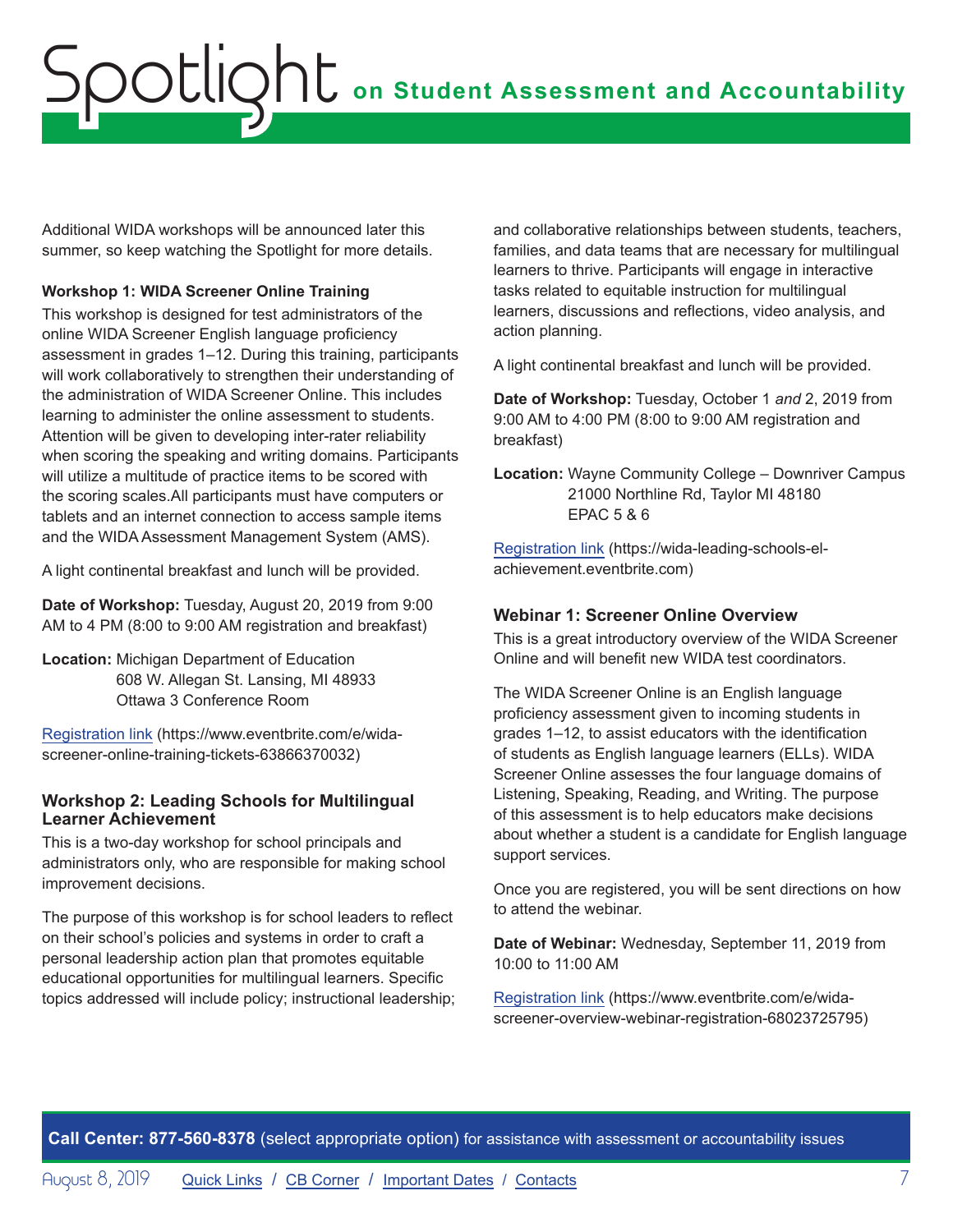Additional WIDA workshops will be announced later this summer, so keep watching the Spotlight for more details.

#### Workshop 1: WIDA Screener Online Training

This workshop is designed for test administrators of the online WIDA Screener English language proficiency assessment in grades 1–12. During this training, participants will work collaboratively to strengthen their understanding of the administration of WIDA Screener Online. This includes learning to administer the online assessment to students. Attention will be given to developing inter-rater reliability when scoring the speaking and writing domains. Participants will utilize a multitude of practice items to be scored with the scoring scales.All participants must have computers or tablets and an internet connection to access sample items and the WIDA Assessment Management System (AMS).

A light continental breakfast and lunch will be provided.

**Date of Workshop:** Tuesday, August 20, 2019 from 9:00 AM to 4 PM (8:00 to 9:00 AM registration and breakfast)

**Location:** Michigan Department of Education
608 W. Allegan St. Lansing, MI 48933
Ottawa 3 Conference Room

Registration link (https://www.eventbrite.com/e/wida-screener-online-training-tickets-63866370032)

#### Workshop 2: Leading Schools for Multilingual Learner Achievement

This is a two-day workshop for school principals and administrators only, who are responsible for making school improvement decisions.

The purpose of this workshop is for school leaders to reflect on their school's policies and systems in order to craft a personal leadership action plan that promotes equitable educational opportunities for multilingual learners. Specific topics addressed will include policy; instructional leadership; and collaborative relationships between students, teachers, families, and data teams that are necessary for multilingual learners to thrive. Participants will engage in interactive tasks related to equitable instruction for multilingual learners, discussions and reflections, video analysis, and action planning.

A light continental breakfast and lunch will be provided.

**Date of Workshop:** Tuesday, October 1 *and* 2, 2019 from 9:00 AM to 4:00 PM (8:00 to 9:00 AM registration and breakfast)

**Location:** Wayne Community College – Downriver Campus
21000 Northline Rd, Taylor MI 48180
EPAC 5 & 6

Registration link (https://wida-leading-schools-el-achievement.eventbrite.com)

#### Webinar 1: Screener Online Overview

This is a great introductory overview of the WIDA Screener Online and will benefit new WIDA test coordinators.

The WIDA Screener Online is an English language proficiency assessment given to incoming students in grades 1–12, to assist educators with the identification of students as English language learners (ELLs). WIDA Screener Online assesses the four language domains of Listening, Speaking, Reading, and Writing. The purpose of this assessment is to help educators make decisions about whether a student is a candidate for English language support services.

Once you are registered, you will be sent directions on how to attend the webinar.

**Date of Webinar:** Wednesday, September 11, 2019 from 10:00 to 11:00 AM

Registration link (https://www.eventbrite.com/e/wida-screener-overview-webinar-registration-68023725795)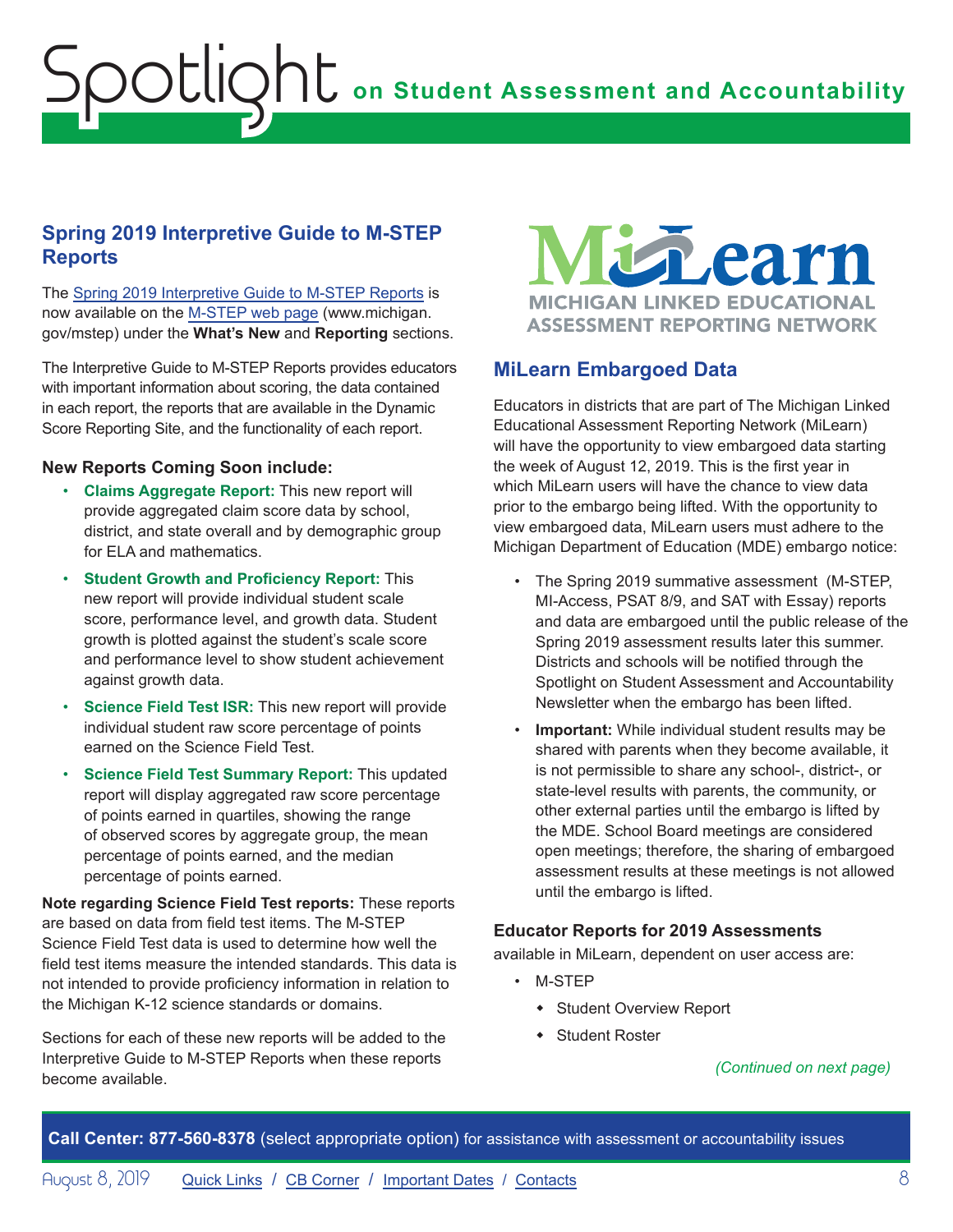## Spring 2019 Interpretive Guide to M-STEP Reports

The Spring 2019 Interpretive Guide to M-STEP Reports is now available on the M-STEP web page (www.michigan.gov/mstep) under the **What's New** and **Reporting** sections.

The Interpretive Guide to M-STEP Reports provides educators with important information about scoring, the data contained in each report, the reports that are available in the Dynamic Score Reporting Site, and the functionality of each report.

### New Reports Coming Soon include:

- **Claims Aggregate Report:** This new report will provide aggregated claim score data by school, district, and state overall and by demographic group for ELA and mathematics.
- **Student Growth and Proficiency Report:** This new report will provide individual student scale score, performance level, and growth data. Student growth is plotted against the student's scale score and performance level to show student achievement against growth data.
- **Science Field Test ISR:** This new report will provide individual student raw score percentage of points earned on the Science Field Test.
- **Science Field Test Summary Report:** This updated report will display aggregated raw score percentage of points earned in quartiles, showing the range of observed scores by aggregate group, the mean percentage of points earned, and the median percentage of points earned.

**Note regarding Science Field Test reports:** These reports are based on data from field test items. The M-STEP Science Field Test data is used to determine how well the field test items measure the intended standards. This data is not intended to provide proficiency information in relation to the Michigan K-12 science standards or domains.

Sections for each of these new reports will be added to the Interpretive Guide to M-STEP Reports when these reports become available.

MiLearn
MICHIGAN LINKED EDUCATIONAL ASSESSMENT REPORTING NETWORK

## MiLearn Embargoed Data

Educators in districts that are part of The Michigan Linked Educational Assessment Reporting Network (MiLearn) will have the opportunity to view embargoed data starting the week of August 12, 2019. This is the first year in which MiLearn users will have the chance to view data prior to the embargo being lifted. With the opportunity to view embargoed data, MiLearn users must adhere to the Michigan Department of Education (MDE) embargo notice:

- The Spring 2019 summative assessment (M-STEP, MI-Access, PSAT 8/9, and SAT with Essay) reports and data are embargoed until the public release of the Spring 2019 assessment results later this summer. Districts and schools will be notified through the Spotlight on Student Assessment and Accountability Newsletter when the embargo has been lifted.
- **Important:** While individual student results may be shared with parents when they become available, it is not permissible to share any school-, district-, or state-level results with parents, the community, or other external parties until the embargo is lifted by the MDE. School Board meetings are considered open meetings; therefore, the sharing of embargoed assessment results at these meetings is not allowed until the embargo is lifted.

### Educator Reports for 2019 Assessments

available in MiLearn, dependent on user access are:

- M-STEP
  - Student Overview Report
  - Student Roster

*(Continued on next page)*

**Call Center: 877-560-8378** (select appropriate option) for assistance with assessment or accountability issues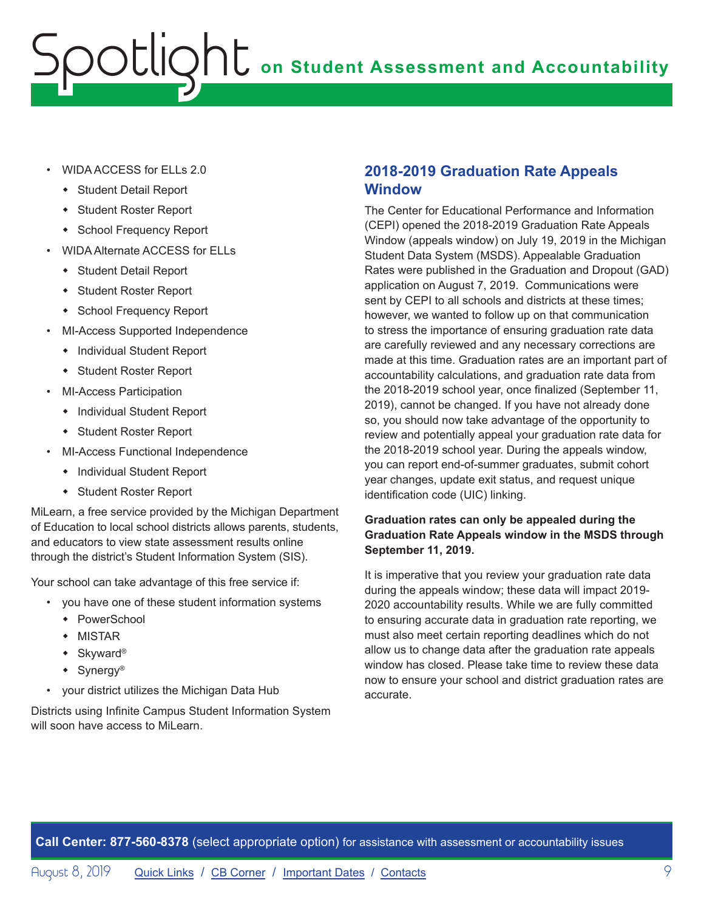- WIDA ACCESS for ELLs 2.0
    - Student Detail Report
    - Student Roster Report
    - School Frequency Report
- WIDA Alternate ACCESS for ELLs
    - Student Detail Report
    - Student Roster Report
    - School Frequency Report
- MI-Access Supported Independence
    - Individual Student Report
    - Student Roster Report
- MI-Access Participation
    - Individual Student Report
    - Student Roster Report
- MI-Access Functional Independence
    - Individual Student Report
    - Student Roster Report

MiLearn, a free service provided by the Michigan Department of Education to local school districts allows parents, students, and educators to view state assessment results online through the district's Student Information System (SIS).

Your school can take advantage of this free service if:

- you have one of these student information systems
    - PowerSchool
    - MISTAR
    - Skyward®
    - Synergy®
- your district utilizes the Michigan Data Hub

Districts using Infinite Campus Student Information System will soon have access to MiLearn.

## 2018-2019 Graduation Rate Appeals Window

The Center for Educational Performance and Information (CEPI) opened the 2018-2019 Graduation Rate Appeals Window (appeals window) on July 19, 2019 in the Michigan Student Data System (MSDS). Appealable Graduation Rates were published in the Graduation and Dropout (GAD) application on August 7, 2019. Communications were sent by CEPI to all schools and districts at these times; however, we wanted to follow up on that communication to stress the importance of ensuring graduation rate data are carefully reviewed and any necessary corrections are made at this time. Graduation rates are an important part of accountability calculations, and graduation rate data from the 2018-2019 school year, once finalized (September 11, 2019), cannot be changed. If you have not already done so, you should now take advantage of the opportunity to review and potentially appeal your graduation rate data for the 2018-2019 school year. During the appeals window, you can report end-of-summer graduates, submit cohort year changes, update exit status, and request unique identification code (UIC) linking.

**Graduation rates can only be appealed during the Graduation Rate Appeals window in the MSDS through September 11, 2019.**

It is imperative that you review your graduation rate data during the appeals window; these data will impact 2019-2020 accountability results. While we are fully committed to ensuring accurate data in graduation rate reporting, we must also meet certain reporting deadlines which do not allow us to change data after the graduation rate appeals window has closed. Please take time to review these data now to ensure your school and district graduation rates are accurate.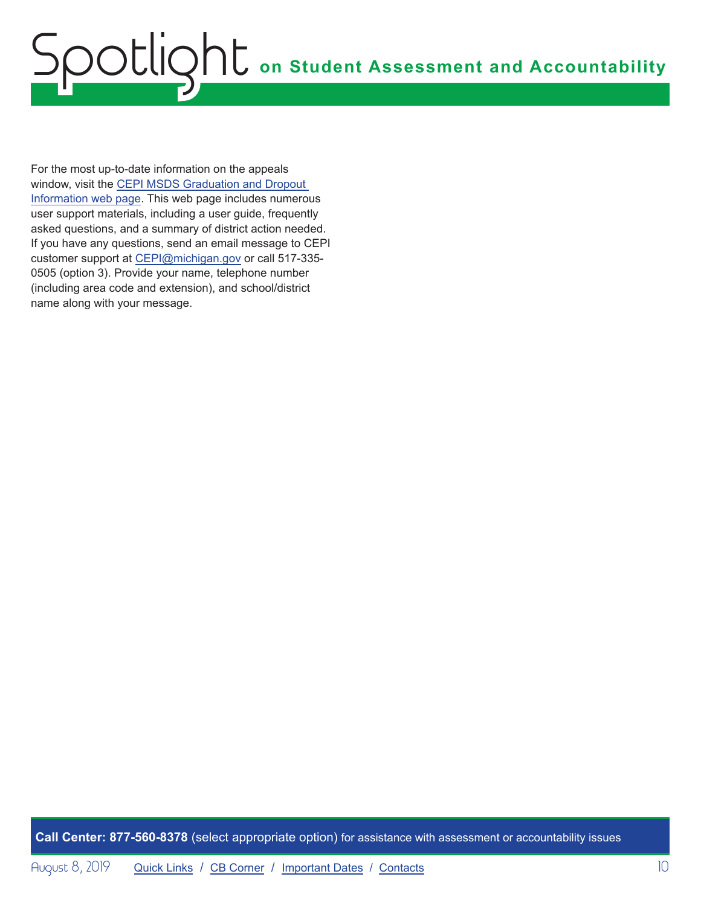For the most up-to-date information on the appeals window, visit the [CEPI MSDS Graduation and Dropout Information web page](). This web page includes numerous user support materials, including a user guide, frequently asked questions, and a summary of district action needed. If you have any questions, send an email message to CEPI customer support at CEPI@michigan.gov or call 517-335-0505 (option 3). Provide your name, telephone number (including area code and extension), and school/district name along with your message.

**Call Center: 877-560-8378** (select appropriate option) for assistance with assessment or accountability issues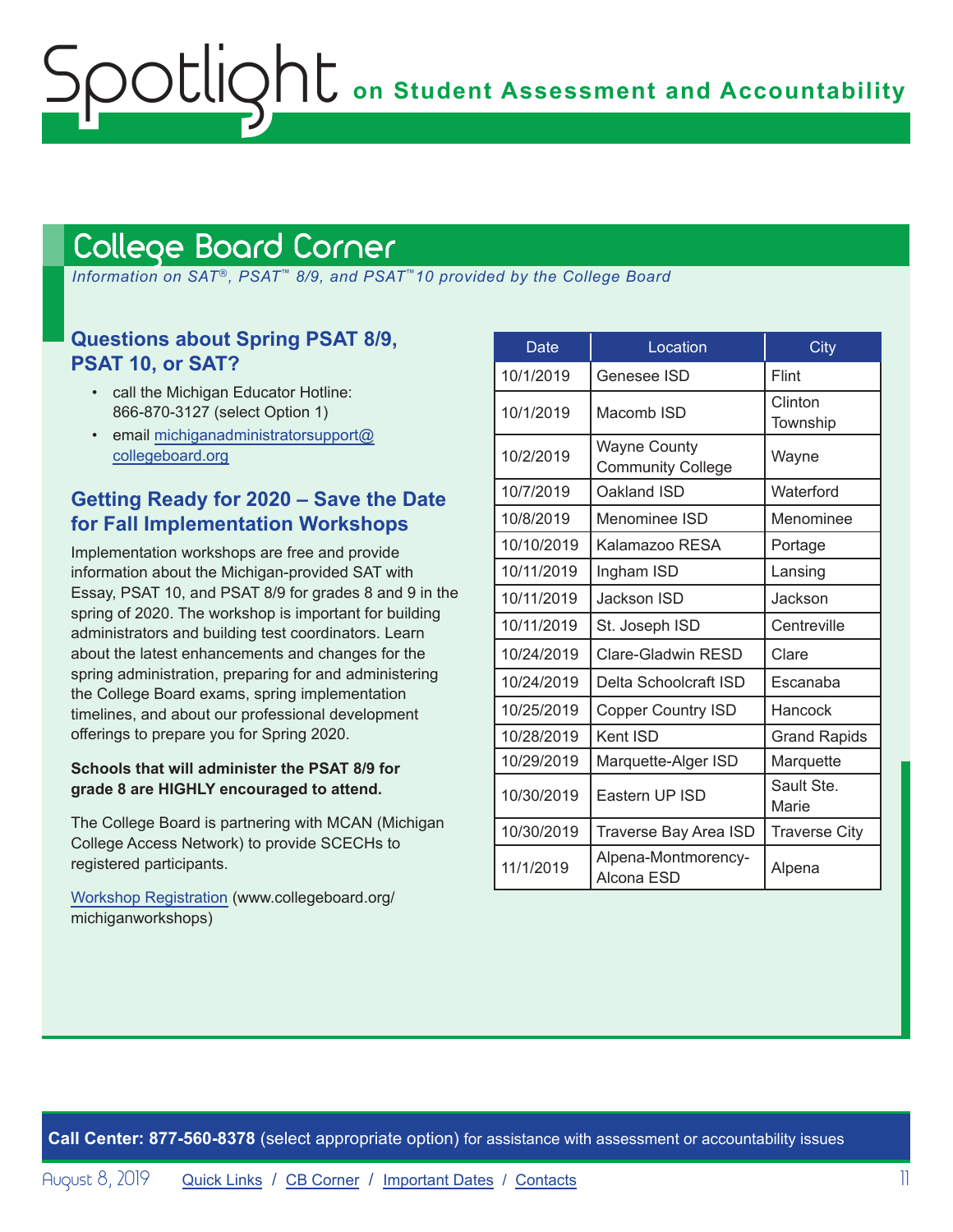# College Board Corner

*Information on SAT®, PSAT™ 8/9, and PSAT™10 provided by the College Board*

### Questions about Spring PSAT 8/9, PSAT 10, or SAT?

- call the Michigan Educator Hotline: 866-870-3127 (select Option 1)
- email michiganadministratorsupport@collegeboard.org

### Getting Ready for 2020 – Save the Date for Fall Implementation Workshops

Implementation workshops are free and provide information about the Michigan-provided SAT with Essay, PSAT 10, and PSAT 8/9 for grades 8 and 9 in the spring of 2020. The workshop is important for building administrators and building test coordinators. Learn about the latest enhancements and changes for the spring administration, preparing for and administering the College Board exams, spring implementation timelines, and about our professional development offerings to prepare you for Spring 2020.

**Schools that will administer the PSAT 8/9 for grade 8 are HIGHLY encouraged to attend.**

The College Board is partnering with MCAN (Michigan College Access Network) to provide SCECHs to registered participants.

Workshop Registration (www.collegeboard.org/michiganworkshops)

| Date | Location | City |
|---|---|---|
| 10/1/2019 | Genesee ISD | Flint |
| 10/1/2019 | Macomb ISD | Clinton Township |
| 10/2/2019 | Wayne County Community College | Wayne |
| 10/7/2019 | Oakland ISD | Waterford |
| 10/8/2019 | Menominee ISD | Menominee |
| 10/10/2019 | Kalamazoo RESA | Portage |
| 10/11/2019 | Ingham ISD | Lansing |
| 10/11/2019 | Jackson ISD | Jackson |
| 10/11/2019 | St. Joseph ISD | Centreville |
| 10/24/2019 | Clare-Gladwin RESD | Clare |
| 10/24/2019 | Delta Schoolcraft ISD | Escanaba |
| 10/25/2019 | Copper Country ISD | Hancock |
| 10/28/2019 | Kent ISD | Grand Rapids |
| 10/29/2019 | Marquette-Alger ISD | Marquette |
| 10/30/2019 | Eastern UP ISD | Sault Ste. Marie |
| 10/30/2019 | Traverse Bay Area ISD | Traverse City |
| 11/1/2019 | Alpena-Montmorency-Alcona ESD | Alpena |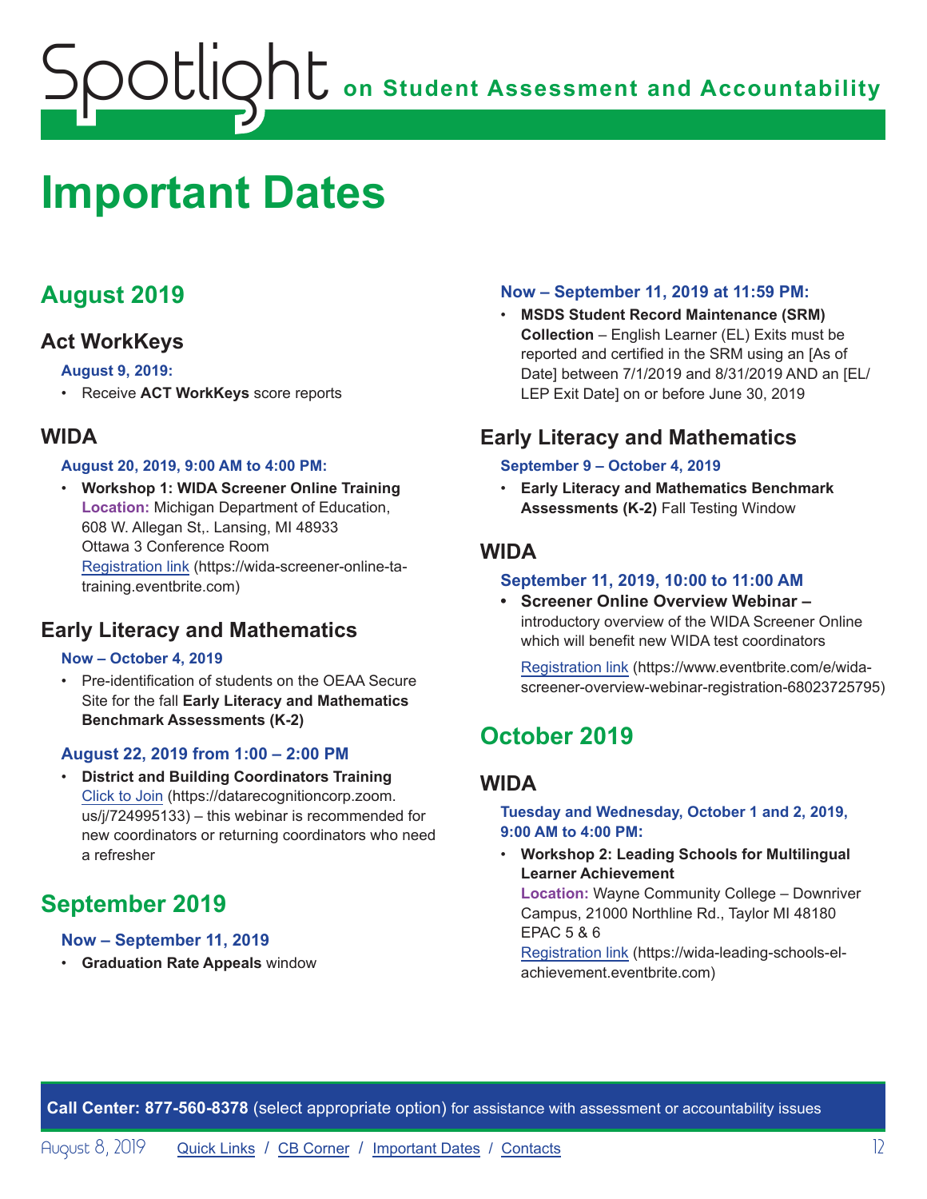# Important Dates

## August 2019

### Act WorkKeys

**August 9, 2019:**

- Receive **ACT WorkKeys** score reports

### WIDA

**August 20, 2019, 9:00 AM to 4:00 PM:**

- **Workshop 1: WIDA Screener Online Training**
  **Location:** Michigan Department of Education, 608 W. Allegan St,. Lansing, MI 48933
  Ottawa 3 Conference Room
  Registration link (https://wida-screener-online-ta-training.eventbrite.com)

### Early Literacy and Mathematics

**Now – October 4, 2019**

- Pre-identification of students on the OEAA Secure Site for the fall **Early Literacy and Mathematics Benchmark Assessments (K-2)**

**August 22, 2019 from 1:00 – 2:00 PM**

- **District and Building Coordinators Training**
  Click to Join (https://datarecognitioncorp.zoom.us/j/724995133) – this webinar is recommended for new coordinators or returning coordinators who need a refresher

## September 2019

**Now – September 11, 2019**

- **Graduation Rate Appeals** window

**Now – September 11, 2019 at 11:59 PM:**

- **MSDS Student Record Maintenance (SRM) Collection** – English Learner (EL) Exits must be reported and certified in the SRM using an [As of Date] between 7/1/2019 and 8/31/2019 AND an [EL/LEP Exit Date] on or before June 30, 2019

### Early Literacy and Mathematics

**September 9 – October 4, 2019**

- **Early Literacy and Mathematics Benchmark Assessments (K-2)** Fall Testing Window

### WIDA

**September 11, 2019, 10:00 to 11:00 AM**

- **Screener Online Overview Webinar –** introductory overview of the WIDA Screener Online which will benefit new WIDA test coordinators

  Registration link (https://www.eventbrite.com/e/wida-screener-overview-webinar-registration-68023725795)

## October 2019

### WIDA

**Tuesday and Wednesday, October 1 and 2, 2019, 9:00 AM to 4:00 PM:**

- **Workshop 2: Leading Schools for Multilingual Learner Achievement**
  **Location:** Wayne Community College – Downriver Campus, 21000 Northline Rd., Taylor MI 48180
  EPAC 5 & 6
  Registration link (https://wida-leading-schools-el-achievement.eventbrite.com)

**Call Center: 877-560-8378** (select appropriate option) for assistance with assessment or accountability issues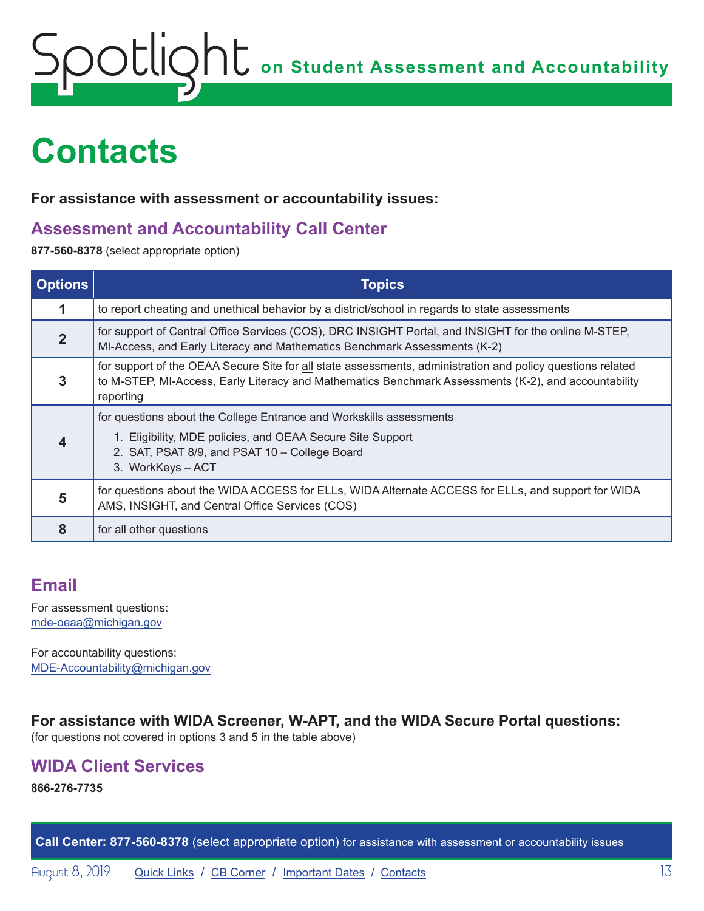# Contacts

**For assistance with assessment or accountability issues:**

## Assessment and Accountability Call Center

**877-560-8378** (select appropriate option)

| Options | Topics |
|---|---|
| **1** | to report cheating and unethical behavior by a district/school in regards to state assessments |
| **2** | for support of Central Office Services (COS), DRC INSIGHT Portal, and INSIGHT for the online M-STEP, MI-Access, and Early Literacy and Mathematics Benchmark Assessments (K-2) |
| **3** | for support of the OEAA Secure Site for all state assessments, administration and policy questions related to M-STEP, MI-Access, Early Literacy and Mathematics Benchmark Assessments (K-2), and accountability reporting |
| **4** | for questions about the College Entrance and Workskills assessments<br>1. Eligibility, MDE policies, and OEAA Secure Site Support<br>2. SAT, PSAT 8/9, and PSAT 10 – College Board<br>3. WorkKeys – ACT |
| **5** | for questions about the WIDA ACCESS for ELLs, WIDA Alternate ACCESS for ELLs, and support for WIDA AMS, INSIGHT, and Central Office Services (COS) |
| **8** | for all other questions |

## Email

For assessment questions:
mde-oeaa@michigan.gov

For accountability questions:
MDE-Accountability@michigan.gov

**For assistance with WIDA Screener, W-APT, and the WIDA Secure Portal questions:**
(for questions not covered in options 3 and 5 in the table above)

## WIDA Client Services

**866-276-7735**

**Call Center: 877-560-8378** (select appropriate option) for assistance with assessment or accountability issues